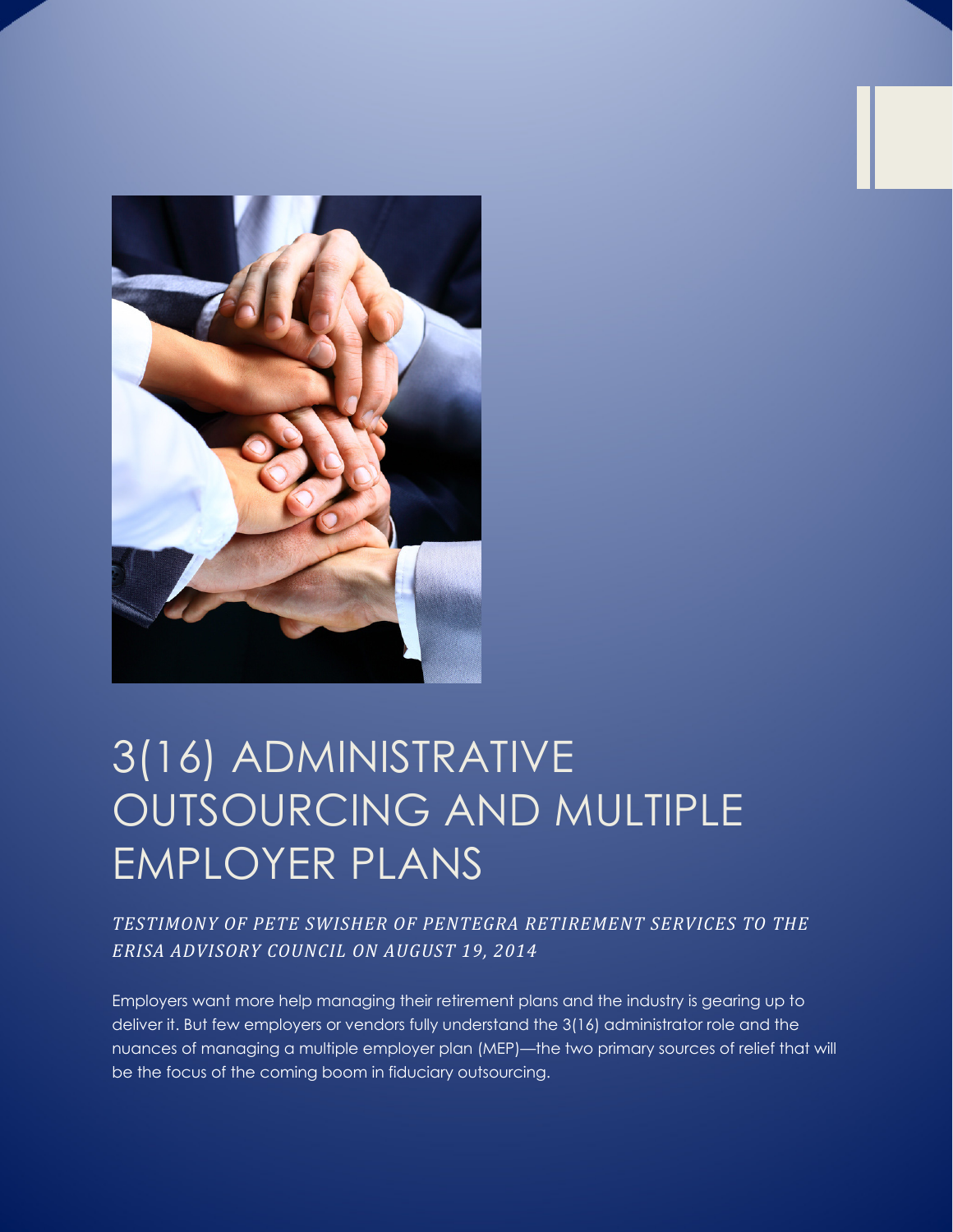# 3(16) ADMINISTRATIVE OUTSOURCING AND MULTIPLE EMPLOYER PLANS

*TESTIMONY OF PETE SWISHER OF PENTEGRA RETIREMENT SERVICES TO THE ERISA ADVISORY COUNCIL ON AUGUST 19, 2014*

Employers want more help managing their retirement plans and the industry is gearing up to deliver it. But few employers or vendors fully understand the 3(16) administrator role and the nuances of managing a multiple employer plan (MEP)—the two primary sources of relief that will be the focus of the coming boom in fiduciary outsourcing.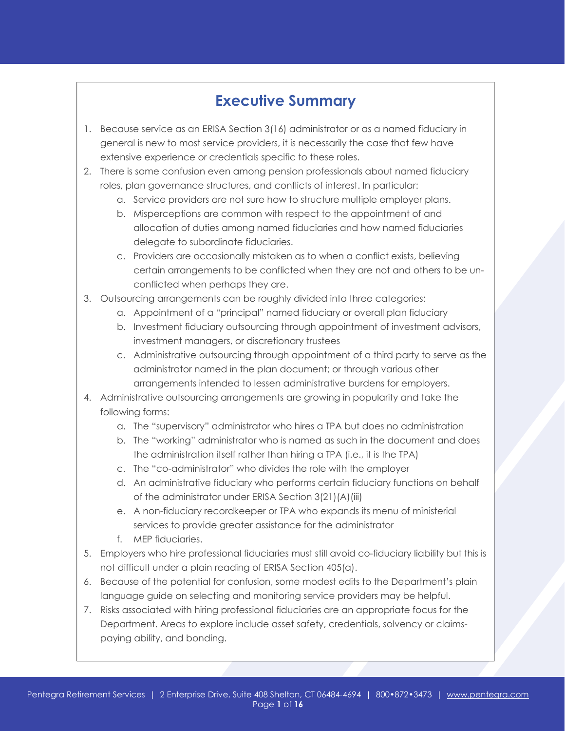## Executive Summary

1. Because service as an ERISA Section 3(16) administrator or as a named fiduciary in general is new to most service providers, it is necessarily the case that few have extensive experience or credentials specific to these roles.
2. There is some confusion even among pension professionals about named fiduciary roles, plan governance structures, and conflicts of interest. In particular:
   a. Service providers are not sure how to structure multiple employer plans.
   b. Misperceptions are common with respect to the appointment of and allocation of duties among named fiduciaries and how named fiduciaries delegate to subordinate fiduciaries.
   c. Providers are occasionally mistaken as to when a conflict exists, believing certain arrangements to be conflicted when they are not and others to be un-conflicted when perhaps they are.
3. Outsourcing arrangements can be roughly divided into three categories:
   a. Appointment of a "principal" named fiduciary or overall plan fiduciary
   b. Investment fiduciary outsourcing through appointment of investment advisors, investment managers, or discretionary trustees
   c. Administrative outsourcing through appointment of a third party to serve as the administrator named in the plan document; or through various other arrangements intended to lessen administrative burdens for employers.
4. Administrative outsourcing arrangements are growing in popularity and take the following forms:
   a. The "supervisory" administrator who hires a TPA but does no administration
   b. The "working" administrator who is named as such in the document and does the administration itself rather than hiring a TPA (i.e., it is the TPA)
   c. The "co-administrator" who divides the role with the employer
   d. An administrative fiduciary who performs certain fiduciary functions on behalf of the administrator under ERISA Section 3(21)(A)(iii)
   e. A non-fiduciary recordkeeper or TPA who expands its menu of ministerial services to provide greater assistance for the administrator
   f. MEP fiduciaries.
5. Employers who hire professional fiduciaries must still avoid co-fiduciary liability but this is not difficult under a plain reading of ERISA Section 405(a).
6. Because of the potential for confusion, some modest edits to the Department's plain language guide on selecting and monitoring service providers may be helpful.
7. Risks associated with hiring professional fiduciaries are an appropriate focus for the Department. Areas to explore include asset safety, credentials, solvency or claims-paying ability, and bonding.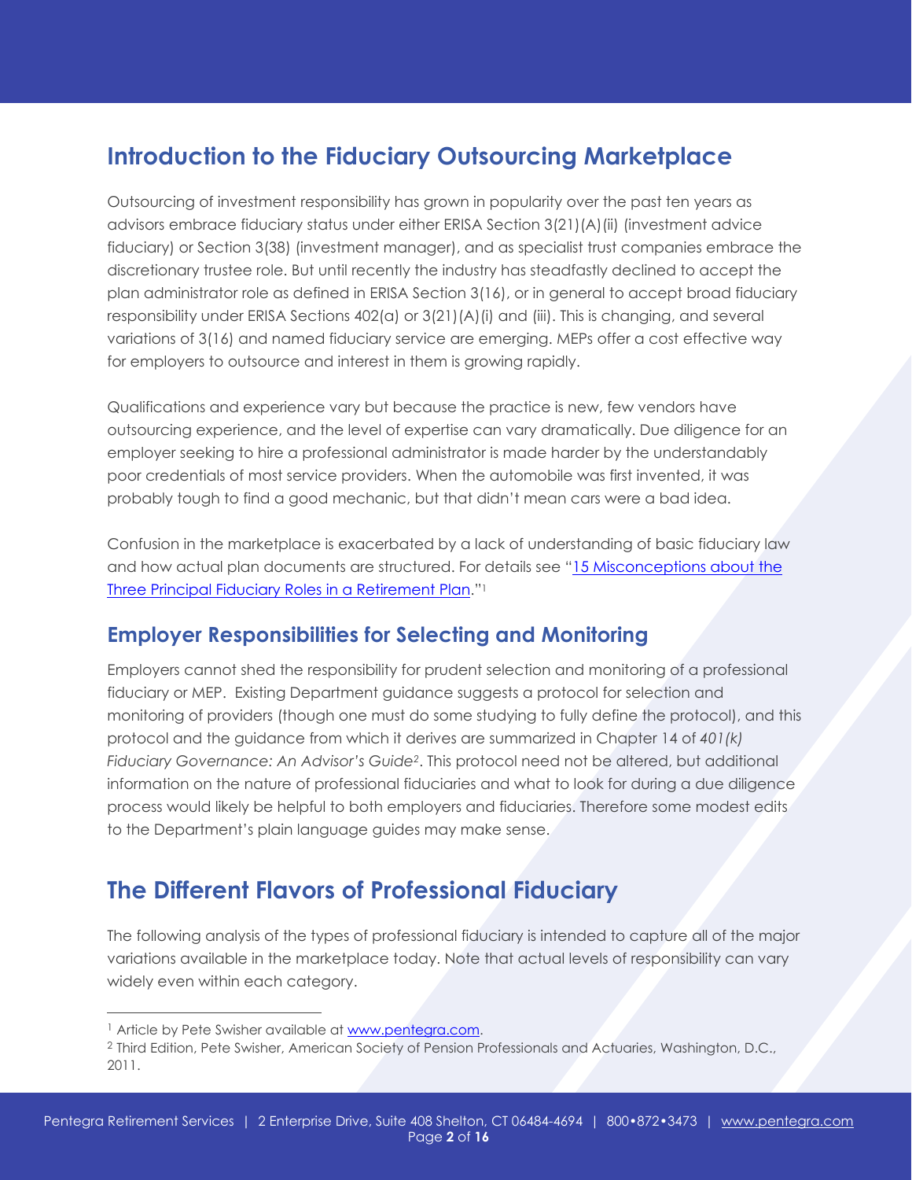## Introduction to the Fiduciary Outsourcing Marketplace

Outsourcing of investment responsibility has grown in popularity over the past ten years as advisors embrace fiduciary status under either ERISA Section 3(21)(A)(ii) (investment advice fiduciary) or Section 3(38) (investment manager), and as specialist trust companies embrace the discretionary trustee role. But until recently the industry has steadfastly declined to accept the plan administrator role as defined in ERISA Section 3(16), or in general to accept broad fiduciary responsibility under ERISA Sections 402(a) or 3(21)(A)(i) and (iii). This is changing, and several variations of 3(16) and named fiduciary service are emerging. MEPs offer a cost effective way for employers to outsource and interest in them is growing rapidly.

Qualifications and experience vary but because the practice is new, few vendors have outsourcing experience, and the level of expertise can vary dramatically. Due diligence for an employer seeking to hire a professional administrator is made harder by the understandably poor credentials of most service providers. When the automobile was first invented, it was probably tough to find a good mechanic, but that didn't mean cars were a bad idea.

Confusion in the marketplace is exacerbated by a lack of understanding of basic fiduciary law and how actual plan documents are structured. For details see "[15 Misconceptions about the Three Principal Fiduciary Roles in a Retirement Plan](www.pentegra.com)."[1]

### Employer Responsibilities for Selecting and Monitoring

Employers cannot shed the responsibility for prudent selection and monitoring of a professional fiduciary or MEP. Existing Department guidance suggests a protocol for selection and monitoring of providers (though one must do some studying to fully define the protocol), and this protocol and the guidance from which it derives are summarized in Chapter 14 of *401(k) Fiduciary Governance: An Advisor's Guide*[2]. This protocol need not be altered, but additional information on the nature of professional fiduciaries and what to look for during a due diligence process would likely be helpful to both employers and fiduciaries. Therefore some modest edits to the Department's plain language guides may make sense.

## The Different Flavors of Professional Fiduciary

The following analysis of the types of professional fiduciary is intended to capture all of the major variations available in the marketplace today. Note that actual levels of responsibility can vary widely even within each category.

---

[1] Article by Pete Swisher available at www.pentegra.com.

[2] Third Edition, Pete Swisher, American Society of Pension Professionals and Actuaries, Washington, D.C., 2011.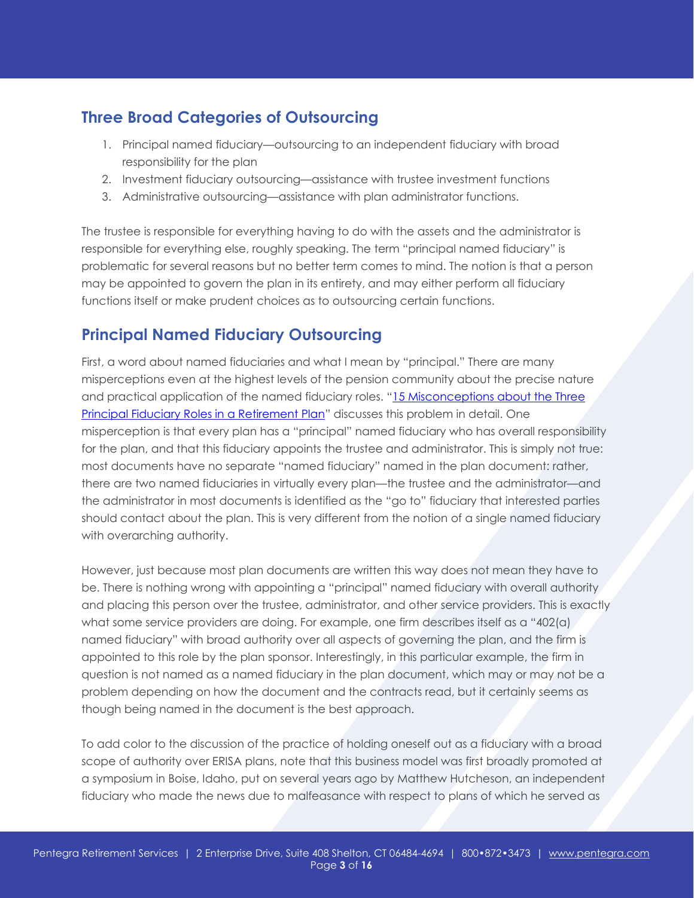## Three Broad Categories of Outsourcing

1. Principal named fiduciary—outsourcing to an independent fiduciary with broad responsibility for the plan
2. Investment fiduciary outsourcing—assistance with trustee investment functions
3. Administrative outsourcing—assistance with plan administrator functions.

The trustee is responsible for everything having to do with the assets and the administrator is responsible for everything else, roughly speaking. The term "principal named fiduciary" is problematic for several reasons but no better term comes to mind. The notion is that a person may be appointed to govern the plan in its entirety, and may either perform all fiduciary functions itself or make prudent choices as to outsourcing certain functions.

## Principal Named Fiduciary Outsourcing

First, a word about named fiduciaries and what I mean by "principal." There are many misperceptions even at the highest levels of the pension community about the precise nature and practical application of the named fiduciary roles. "[15 Misconceptions about the Three Principal Fiduciary Roles in a Retirement Plan]" discusses this problem in detail. One misperception is that every plan has a "principal" named fiduciary who has overall responsibility for the plan, and that this fiduciary appoints the trustee and administrator. This is simply not true: most documents have no separate "named fiduciary" named in the plan document: rather, there are two named fiduciaries in virtually every plan—the trustee and the administrator—and the administrator in most documents is identified as the "go to" fiduciary that interested parties should contact about the plan. This is very different from the notion of a single named fiduciary with overarching authority.

However, just because most plan documents are written this way does not mean they have to be. There is nothing wrong with appointing a "principal" named fiduciary with overall authority and placing this person over the trustee, administrator, and other service providers. This is exactly what some service providers are doing. For example, one firm describes itself as a "402(a) named fiduciary" with broad authority over all aspects of governing the plan, and the firm is appointed to this role by the plan sponsor. Interestingly, in this particular example, the firm in question is not named as a named fiduciary in the plan document, which may or may not be a problem depending on how the document and the contracts read, but it certainly seems as though being named in the document is the best approach.

To add color to the discussion of the practice of holding oneself out as a fiduciary with a broad scope of authority over ERISA plans, note that this business model was first broadly promoted at a symposium in Boise, Idaho, put on several years ago by Matthew Hutcheson, an independent fiduciary who made the news due to malfeasance with respect to plans of which he served as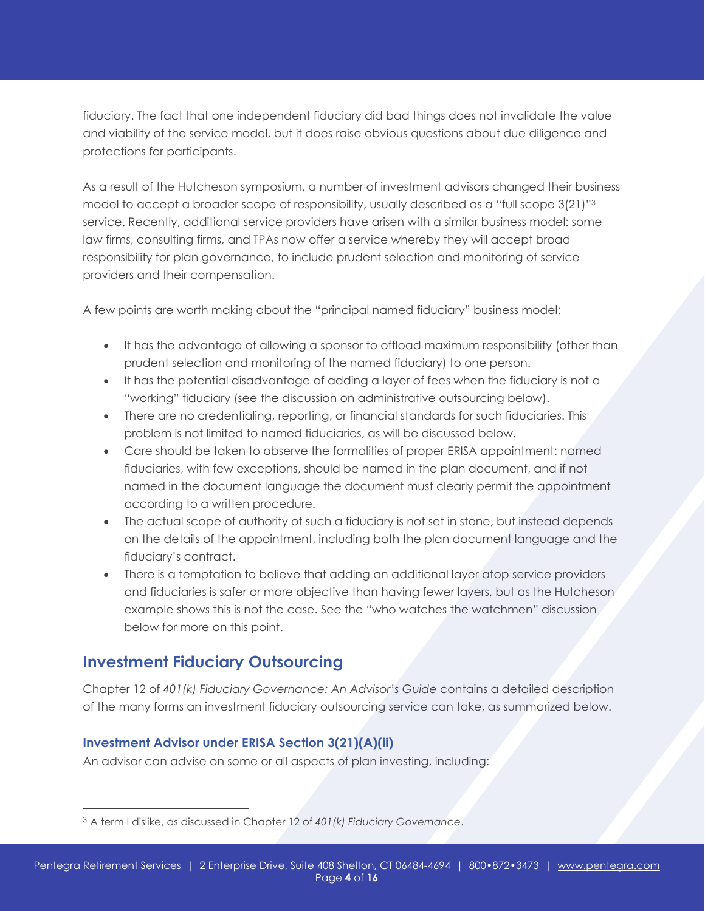fiduciary. The fact that one independent fiduciary did bad things does not invalidate the value and viability of the service model, but it does raise obvious questions about due diligence and protections for participants.

As a result of the Hutcheson symposium, a number of investment advisors changed their business model to accept a broader scope of responsibility, usually described as a "full scope 3(21)"[3] service. Recently, additional service providers have arisen with a similar business model: some law firms, consulting firms, and TPAs now offer a service whereby they will accept broad responsibility for plan governance, to include prudent selection and monitoring of service providers and their compensation.

A few points are worth making about the "principal named fiduciary" business model:

- It has the advantage of allowing a sponsor to offload maximum responsibility (other than prudent selection and monitoring of the named fiduciary) to one person.
- It has the potential disadvantage of adding a layer of fees when the fiduciary is not a "working" fiduciary (see the discussion on administrative outsourcing below).
- There are no credentialing, reporting, or financial standards for such fiduciaries. This problem is not limited to named fiduciaries, as will be discussed below.
- Care should be taken to observe the formalities of proper ERISA appointment: named fiduciaries, with few exceptions, should be named in the plan document, and if not named in the document language the document must clearly permit the appointment according to a written procedure.
- The actual scope of authority of such a fiduciary is not set in stone, but instead depends on the details of the appointment, including both the plan document language and the fiduciary's contract.
- There is a temptation to believe that adding an additional layer atop service providers and fiduciaries is safer or more objective than having fewer layers, but as the Hutcheson example shows this is not the case. See the "who watches the watchmen" discussion below for more on this point.

## Investment Fiduciary Outsourcing

Chapter 12 of *401(k) Fiduciary Governance: An Advisor's Guide* contains a detailed description of the many forms an investment fiduciary outsourcing service can take, as summarized below.

### Investment Advisor under ERISA Section 3(21)(A)(ii)

An advisor can advise on some or all aspects of plan investing, including:

---

[3] A term I dislike, as discussed in Chapter 12 of *401(k) Fiduciary Governance*.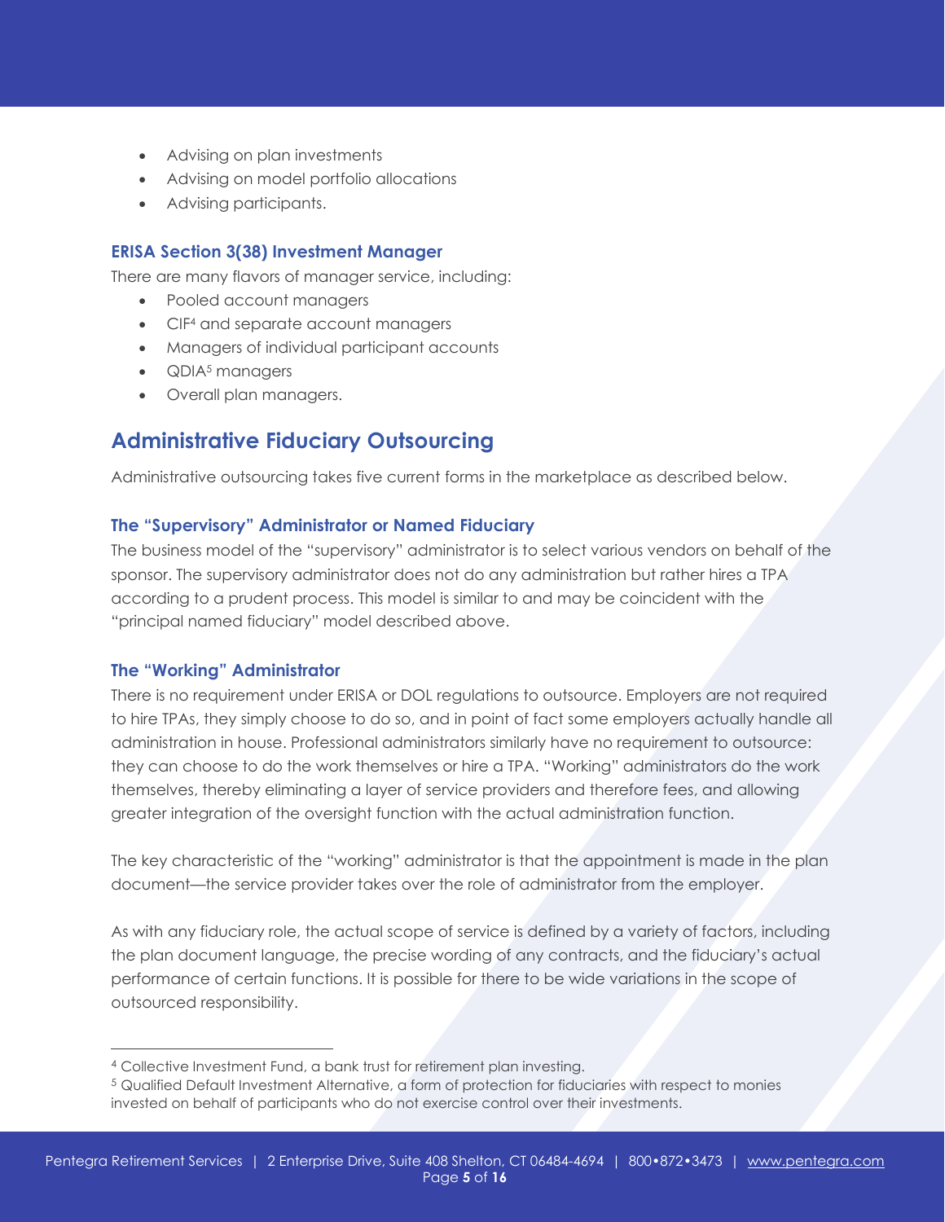- Advising on plan investments
- Advising on model portfolio allocations
- Advising participants.

### ERISA Section 3(38) Investment Manager

There are many flavors of manager service, including:

- Pooled account managers
- CIF[4] and separate account managers
- Managers of individual participant accounts
- QDIA[5] managers
- Overall plan managers.

## Administrative Fiduciary Outsourcing

Administrative outsourcing takes five current forms in the marketplace as described below.

### The "Supervisory" Administrator or Named Fiduciary

The business model of the "supervisory" administrator is to select various vendors on behalf of the sponsor. The supervisory administrator does not do any administration but rather hires a TPA according to a prudent process. This model is similar to and may be coincident with the "principal named fiduciary" model described above.

### The "Working" Administrator

There is no requirement under ERISA or DOL regulations to outsource. Employers are not required to hire TPAs, they simply choose to do so, and in point of fact some employers actually handle all administration in house. Professional administrators similarly have no requirement to outsource: they can choose to do the work themselves or hire a TPA. "Working" administrators do the work themselves, thereby eliminating a layer of service providers and therefore fees, and allowing greater integration of the oversight function with the actual administration function.

The key characteristic of the "working" administrator is that the appointment is made in the plan document—the service provider takes over the role of administrator from the employer.

As with any fiduciary role, the actual scope of service is defined by a variety of factors, including the plan document language, the precise wording of any contracts, and the fiduciary's actual performance of certain functions. It is possible for there to be wide variations in the scope of outsourced responsibility.

---

[4] Collective Investment Fund, a bank trust for retirement plan investing.

[5] Qualified Default Investment Alternative, a form of protection for fiduciaries with respect to monies invested on behalf of participants who do not exercise control over their investments.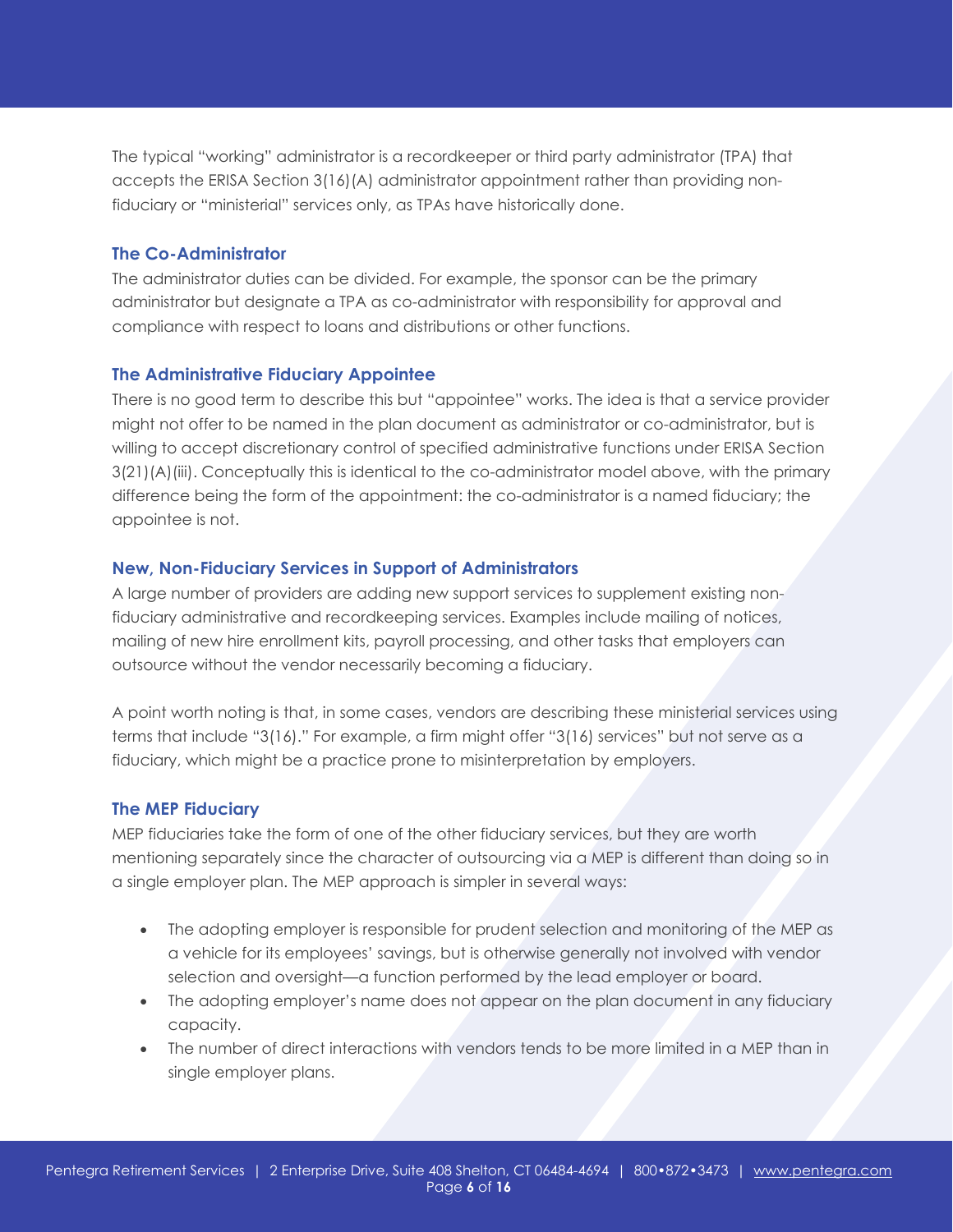The typical "working" administrator is a recordkeeper or third party administrator (TPA) that accepts the ERISA Section 3(16)(A) administrator appointment rather than providing non-fiduciary or "ministerial" services only, as TPAs have historically done.

### The Co-Administrator

The administrator duties can be divided. For example, the sponsor can be the primary administrator but designate a TPA as co-administrator with responsibility for approval and compliance with respect to loans and distributions or other functions.

### The Administrative Fiduciary Appointee

There is no good term to describe this but "appointee" works. The idea is that a service provider might not offer to be named in the plan document as administrator or co-administrator, but is willing to accept discretionary control of specified administrative functions under ERISA Section 3(21)(A)(iii). Conceptually this is identical to the co-administrator model above, with the primary difference being the form of the appointment: the co-administrator is a named fiduciary; the appointee is not.

### New, Non-Fiduciary Services in Support of Administrators

A large number of providers are adding new support services to supplement existing non-fiduciary administrative and recordkeeping services. Examples include mailing of notices, mailing of new hire enrollment kits, payroll processing, and other tasks that employers can outsource without the vendor necessarily becoming a fiduciary.

A point worth noting is that, in some cases, vendors are describing these ministerial services using terms that include "3(16)." For example, a firm might offer "3(16) services" but not serve as a fiduciary, which might be a practice prone to misinterpretation by employers.

### The MEP Fiduciary

MEP fiduciaries take the form of one of the other fiduciary services, but they are worth mentioning separately since the character of outsourcing via a MEP is different than doing so in a single employer plan. The MEP approach is simpler in several ways:

- The adopting employer is responsible for prudent selection and monitoring of the MEP as a vehicle for its employees' savings, but is otherwise generally not involved with vendor selection and oversight—a function performed by the lead employer or board.
- The adopting employer's name does not appear on the plan document in any fiduciary capacity.
- The number of direct interactions with vendors tends to be more limited in a MEP than in single employer plans.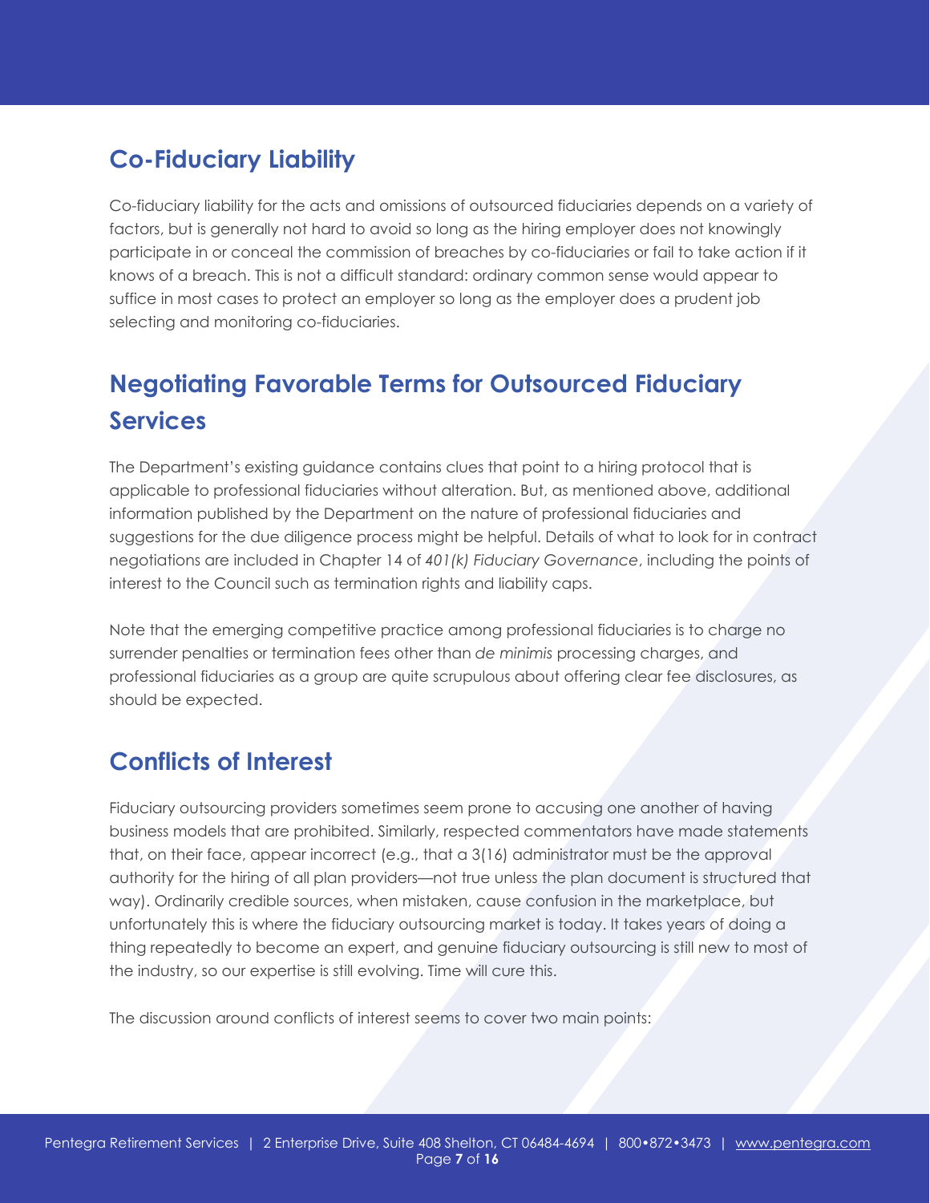## Co-Fiduciary Liability

Co-fiduciary liability for the acts and omissions of outsourced fiduciaries depends on a variety of factors, but is generally not hard to avoid so long as the hiring employer does not knowingly participate in or conceal the commission of breaches by co-fiduciaries or fail to take action if it knows of a breach. This is not a difficult standard: ordinary common sense would appear to suffice in most cases to protect an employer so long as the employer does a prudent job selecting and monitoring co-fiduciaries.

## Negotiating Favorable Terms for Outsourced Fiduciary Services

The Department's existing guidance contains clues that point to a hiring protocol that is applicable to professional fiduciaries without alteration. But, as mentioned above, additional information published by the Department on the nature of professional fiduciaries and suggestions for the due diligence process might be helpful. Details of what to look for in contract negotiations are included in Chapter 14 of *401(k) Fiduciary Governance*, including the points of interest to the Council such as termination rights and liability caps.

Note that the emerging competitive practice among professional fiduciaries is to charge no surrender penalties or termination fees other than *de minimis* processing charges, and professional fiduciaries as a group are quite scrupulous about offering clear fee disclosures, as should be expected.

## Conflicts of Interest

Fiduciary outsourcing providers sometimes seem prone to accusing one another of having business models that are prohibited. Similarly, respected commentators have made statements that, on their face, appear incorrect (e.g., that a 3(16) administrator must be the approval authority for the hiring of all plan providers—not true unless the plan document is structured that way). Ordinarily credible sources, when mistaken, cause confusion in the marketplace, but unfortunately this is where the fiduciary outsourcing market is today. It takes years of doing a thing repeatedly to become an expert, and genuine fiduciary outsourcing is still new to most of the industry, so our expertise is still evolving. Time will cure this.

The discussion around conflicts of interest seems to cover two main points: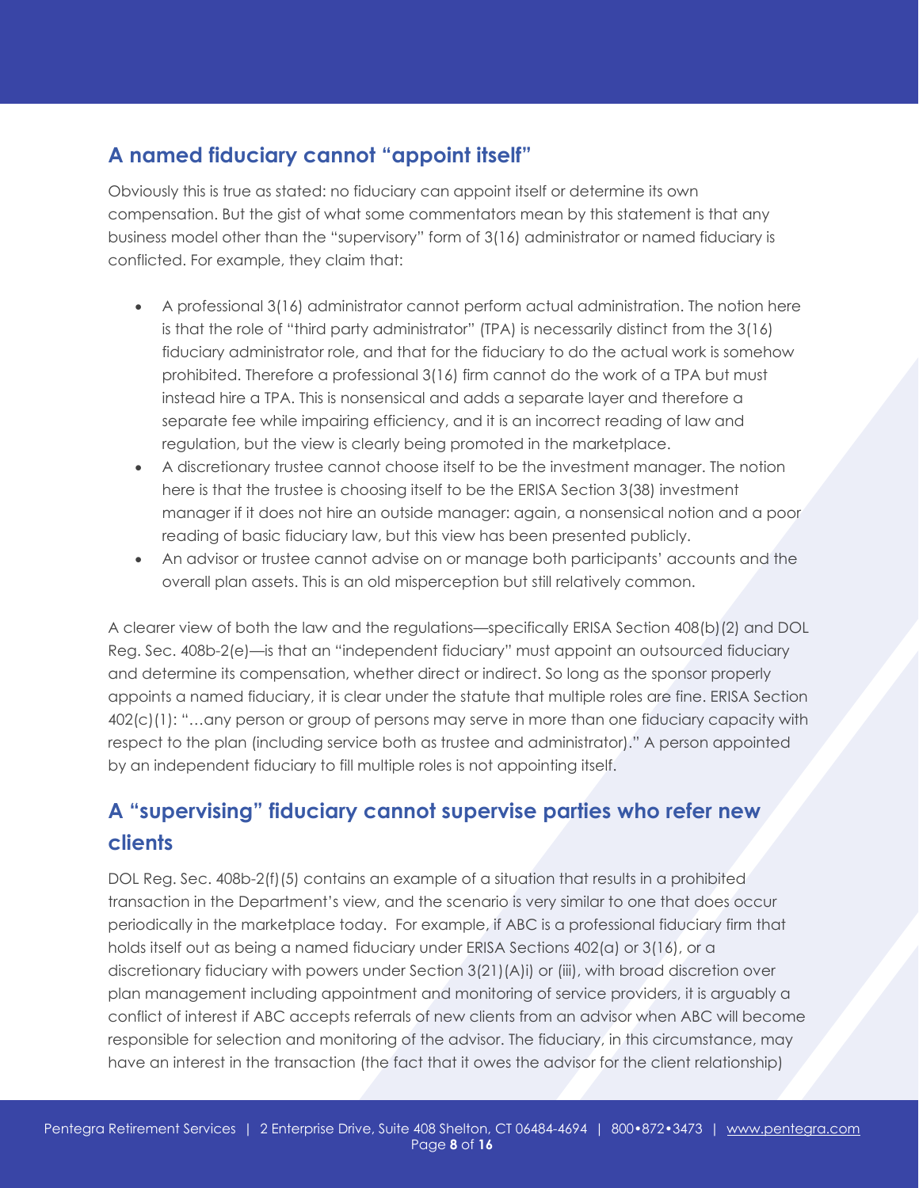## A named fiduciary cannot "appoint itself"

Obviously this is true as stated: no fiduciary can appoint itself or determine its own compensation. But the gist of what some commentators mean by this statement is that any business model other than the "supervisory" form of 3(16) administrator or named fiduciary is conflicted. For example, they claim that:

- A professional 3(16) administrator cannot perform actual administration. The notion here is that the role of "third party administrator" (TPA) is necessarily distinct from the 3(16) fiduciary administrator role, and that for the fiduciary to do the actual work is somehow prohibited. Therefore a professional 3(16) firm cannot do the work of a TPA but must instead hire a TPA. This is nonsensical and adds a separate layer and therefore a separate fee while impairing efficiency, and it is an incorrect reading of law and regulation, but the view is clearly being promoted in the marketplace.
- A discretionary trustee cannot choose itself to be the investment manager. The notion here is that the trustee is choosing itself to be the ERISA Section 3(38) investment manager if it does not hire an outside manager: again, a nonsensical notion and a poor reading of basic fiduciary law, but this view has been presented publicly.
- An advisor or trustee cannot advise on or manage both participants' accounts and the overall plan assets. This is an old misperception but still relatively common.

A clearer view of both the law and the regulations—specifically ERISA Section 408(b)(2) and DOL Reg. Sec. 408b-2(e)—is that an "independent fiduciary" must appoint an outsourced fiduciary and determine its compensation, whether direct or indirect. So long as the sponsor properly appoints a named fiduciary, it is clear under the statute that multiple roles are fine. ERISA Section 402(c)(1): "…any person or group of persons may serve in more than one fiduciary capacity with respect to the plan (including service both as trustee and administrator)." A person appointed by an independent fiduciary to fill multiple roles is not appointing itself.

## A "supervising" fiduciary cannot supervise parties who refer new clients

DOL Reg. Sec. 408b-2(f)(5) contains an example of a situation that results in a prohibited transaction in the Department's view, and the scenario is very similar to one that does occur periodically in the marketplace today. For example, if ABC is a professional fiduciary firm that holds itself out as being a named fiduciary under ERISA Sections 402(a) or 3(16), or a discretionary fiduciary with powers under Section 3(21)(A)i) or (iii), with broad discretion over plan management including appointment and monitoring of service providers, it is arguably a conflict of interest if ABC accepts referrals of new clients from an advisor when ABC will become responsible for selection and monitoring of the advisor. The fiduciary, in this circumstance, may have an interest in the transaction (the fact that it owes the advisor for the client relationship)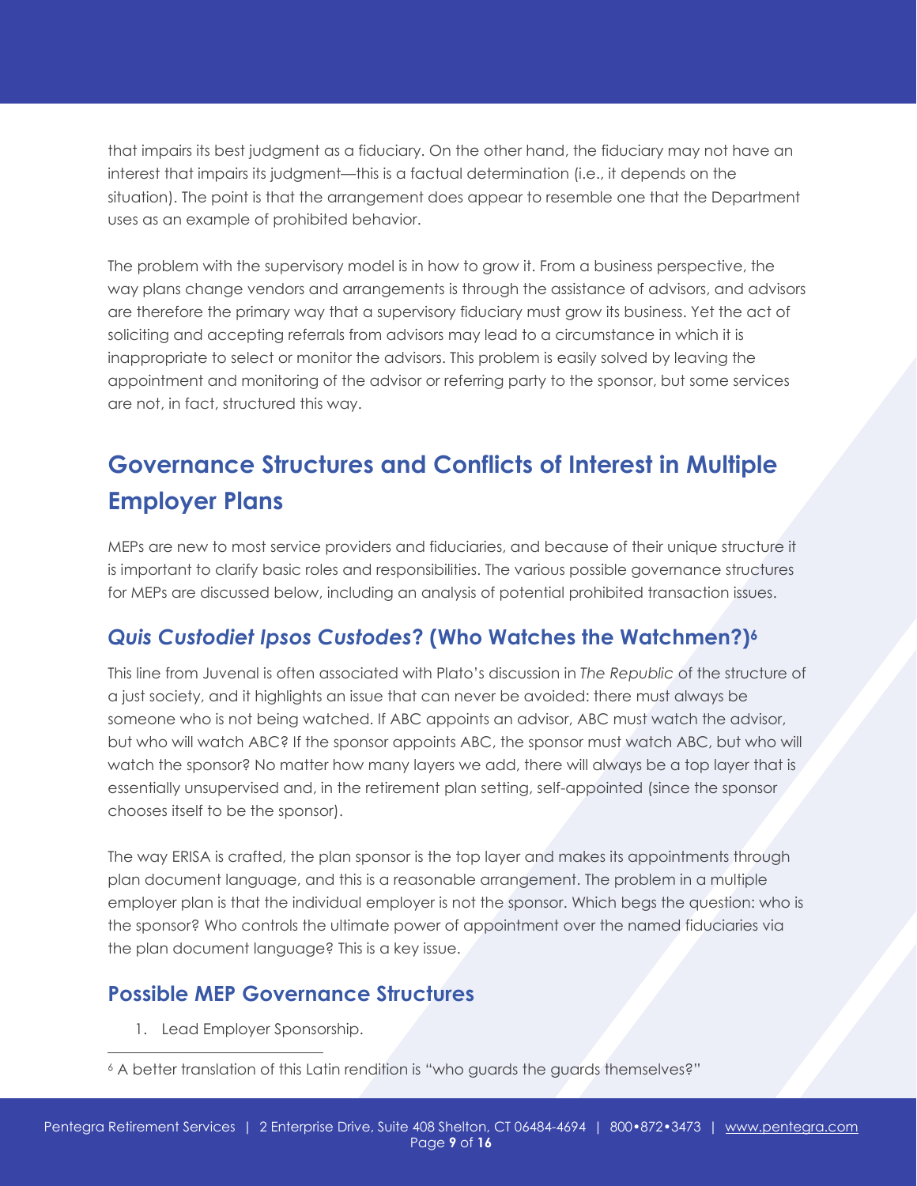that impairs its best judgment as a fiduciary. On the other hand, the fiduciary may not have an interest that impairs its judgment—this is a factual determination (i.e., it depends on the situation). The point is that the arrangement does appear to resemble one that the Department uses as an example of prohibited behavior.

The problem with the supervisory model is in how to grow it. From a business perspective, the way plans change vendors and arrangements is through the assistance of advisors, and advisors are therefore the primary way that a supervisory fiduciary must grow its business. Yet the act of soliciting and accepting referrals from advisors may lead to a circumstance in which it is inappropriate to select or monitor the advisors. This problem is easily solved by leaving the appointment and monitoring of the advisor or referring party to the sponsor, but some services are not, in fact, structured this way.

## Governance Structures and Conflicts of Interest in Multiple Employer Plans

MEPs are new to most service providers and fiduciaries, and because of their unique structure it is important to clarify basic roles and responsibilities. The various possible governance structures for MEPs are discussed below, including an analysis of potential prohibited transaction issues.

### *Quis Custodiet Ipsos Custodes*? (Who Watches the Watchmen?)[6]

This line from Juvenal is often associated with Plato's discussion in *The Republic* of the structure of a just society, and it highlights an issue that can never be avoided: there must always be someone who is not being watched. If ABC appoints an advisor, ABC must watch the advisor, but who will watch ABC? If the sponsor appoints ABC, the sponsor must watch ABC, but who will watch the sponsor? No matter how many layers we add, there will always be a top layer that is essentially unsupervised and, in the retirement plan setting, self-appointed (since the sponsor chooses itself to be the sponsor).

The way ERISA is crafted, the plan sponsor is the top layer and makes its appointments through plan document language, and this is a reasonable arrangement. The problem in a multiple employer plan is that the individual employer is not the sponsor. Which begs the question: who is the sponsor? Who controls the ultimate power of appointment over the named fiduciaries via the plan document language? This is a key issue.

### Possible MEP Governance Structures

1. Lead Employer Sponsorship.

---

[6] A better translation of this Latin rendition is "who guards the guards themselves?"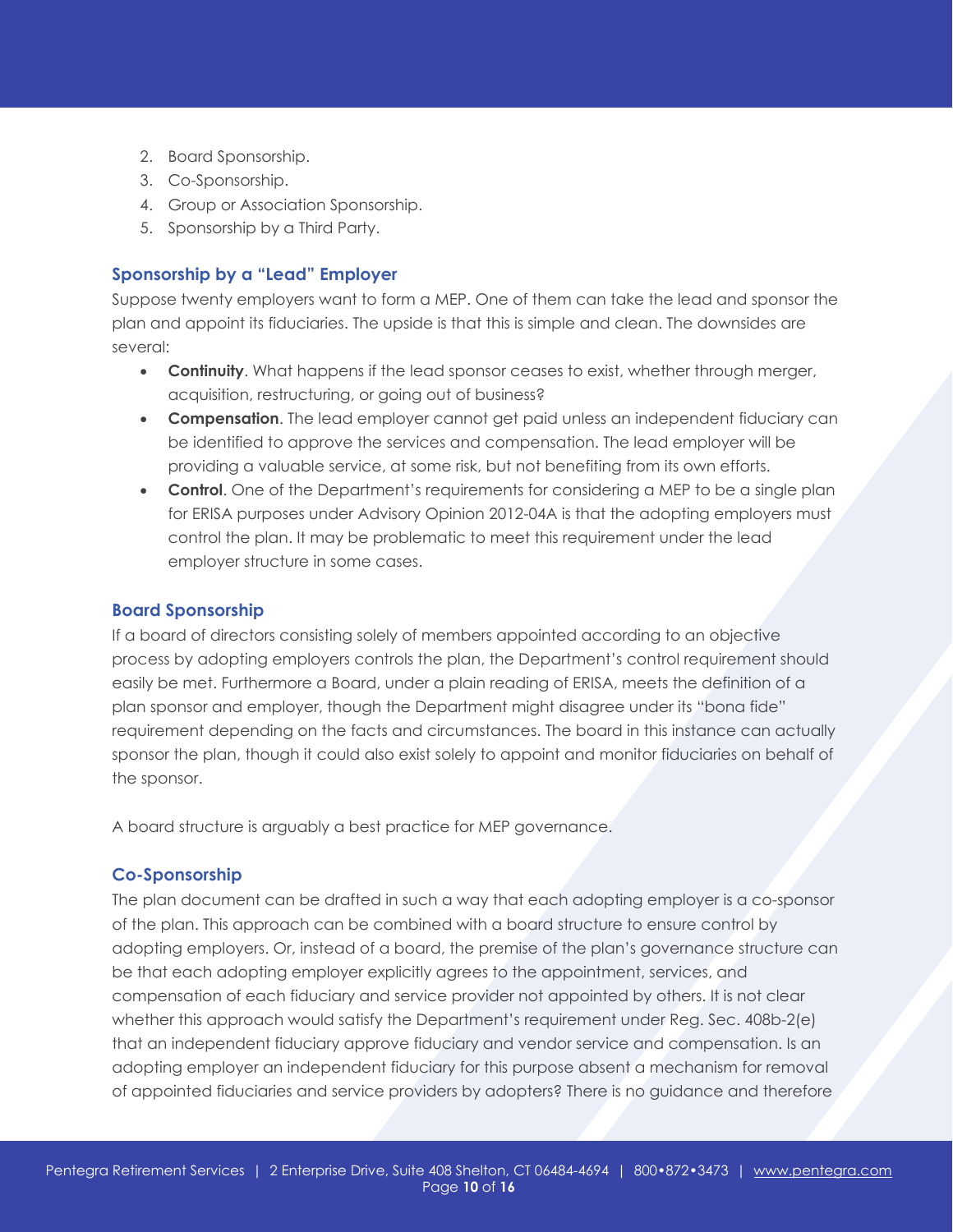2. Board Sponsorship.
3. Co-Sponsorship.
4. Group or Association Sponsorship.
5. Sponsorship by a Third Party.

### Sponsorship by a "Lead" Employer

Suppose twenty employers want to form a MEP. One of them can take the lead and sponsor the plan and appoint its fiduciaries. The upside is that this is simple and clean. The downsides are several:

- **Continuity**. What happens if the lead sponsor ceases to exist, whether through merger, acquisition, restructuring, or going out of business?
- **Compensation**. The lead employer cannot get paid unless an independent fiduciary can be identified to approve the services and compensation. The lead employer will be providing a valuable service, at some risk, but not benefiting from its own efforts.
- **Control**. One of the Department's requirements for considering a MEP to be a single plan for ERISA purposes under Advisory Opinion 2012-04A is that the adopting employers must control the plan. It may be problematic to meet this requirement under the lead employer structure in some cases.

### Board Sponsorship

If a board of directors consisting solely of members appointed according to an objective process by adopting employers controls the plan, the Department's control requirement should easily be met. Furthermore a Board, under a plain reading of ERISA, meets the definition of a plan sponsor and employer, though the Department might disagree under its "bona fide" requirement depending on the facts and circumstances. The board in this instance can actually sponsor the plan, though it could also exist solely to appoint and monitor fiduciaries on behalf of the sponsor.

A board structure is arguably a best practice for MEP governance.

### Co-Sponsorship

The plan document can be drafted in such a way that each adopting employer is a co-sponsor of the plan. This approach can be combined with a board structure to ensure control by adopting employers. Or, instead of a board, the premise of the plan's governance structure can be that each adopting employer explicitly agrees to the appointment, services, and compensation of each fiduciary and service provider not appointed by others. It is not clear whether this approach would satisfy the Department's requirement under Reg. Sec. 408b-2(e) that an independent fiduciary approve fiduciary and vendor service and compensation. Is an adopting employer an independent fiduciary for this purpose absent a mechanism for removal of appointed fiduciaries and service providers by adopters? There is no guidance and therefore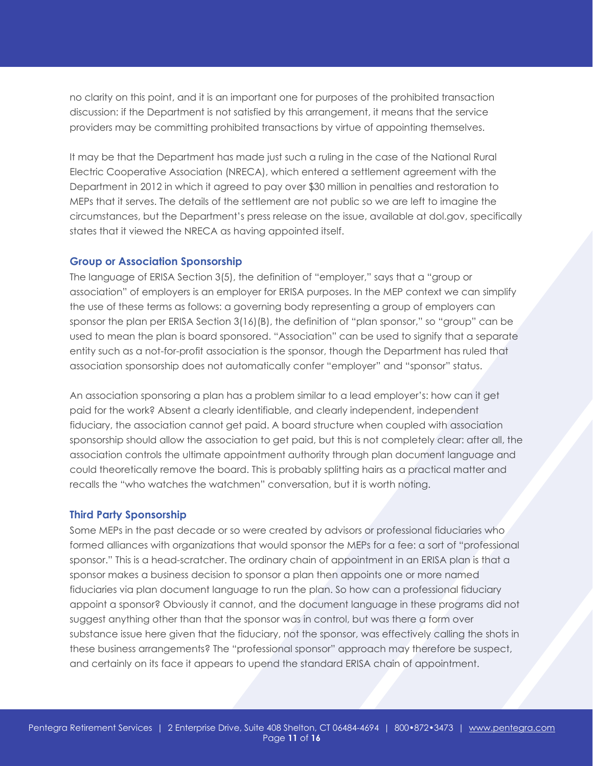no clarity on this point, and it is an important one for purposes of the prohibited transaction discussion: if the Department is not satisfied by this arrangement, it means that the service providers may be committing prohibited transactions by virtue of appointing themselves.

It may be that the Department has made just such a ruling in the case of the National Rural Electric Cooperative Association (NRECA), which entered a settlement agreement with the Department in 2012 in which it agreed to pay over $30 million in penalties and restoration to MEPs that it serves. The details of the settlement are not public so we are left to imagine the circumstances, but the Department's press release on the issue, available at dol.gov, specifically states that it viewed the NRECA as having appointed itself.

### Group or Association Sponsorship

The language of ERISA Section 3(5), the definition of "employer," says that a "group or association" of employers is an employer for ERISA purposes. In the MEP context we can simplify the use of these terms as follows: a governing body representing a group of employers can sponsor the plan per ERISA Section 3(16)(B), the definition of "plan sponsor," so "group" can be used to mean the plan is board sponsored. "Association" can be used to signify that a separate entity such as a not-for-profit association is the sponsor, though the Department has ruled that association sponsorship does not automatically confer "employer" and "sponsor" status.

An association sponsoring a plan has a problem similar to a lead employer's: how can it get paid for the work? Absent a clearly identifiable, and clearly independent, independent fiduciary, the association cannot get paid. A board structure when coupled with association sponsorship should allow the association to get paid, but this is not completely clear: after all, the association controls the ultimate appointment authority through plan document language and could theoretically remove the board. This is probably splitting hairs as a practical matter and recalls the "who watches the watchmen" conversation, but it is worth noting.

### Third Party Sponsorship

Some MEPs in the past decade or so were created by advisors or professional fiduciaries who formed alliances with organizations that would sponsor the MEPs for a fee: a sort of "professional sponsor." This is a head-scratcher. The ordinary chain of appointment in an ERISA plan is that a sponsor makes a business decision to sponsor a plan then appoints one or more named fiduciaries via plan document language to run the plan. So how can a professional fiduciary appoint a sponsor? Obviously it cannot, and the document language in these programs did not suggest anything other than that the sponsor was in control, but was there a form over substance issue here given that the fiduciary, not the sponsor, was effectively calling the shots in these business arrangements? The "professional sponsor" approach may therefore be suspect, and certainly on its face it appears to upend the standard ERISA chain of appointment.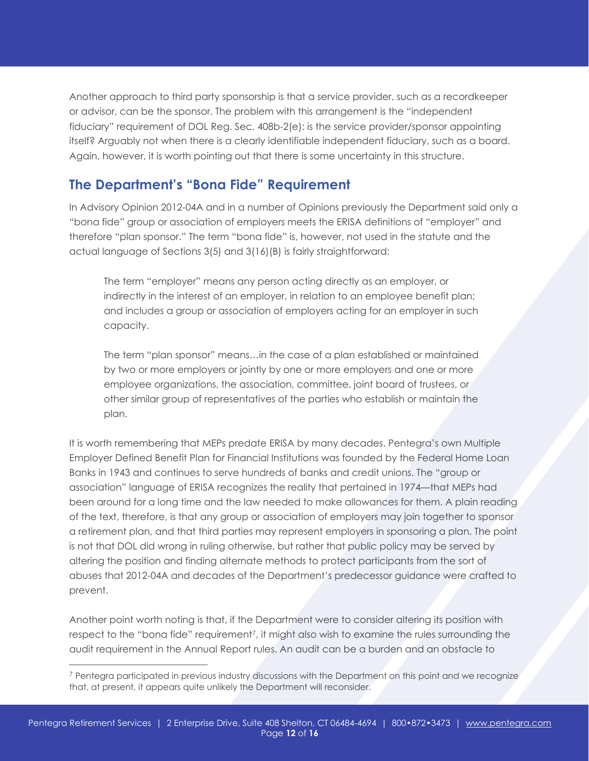Another approach to third party sponsorship is that a service provider, such as a recordkeeper or advisor, can be the sponsor. The problem with this arrangement is the "independent fiduciary" requirement of DOL Reg. Sec. 408b-2(e): is the service provider/sponsor appointing itself? Arguably not when there is a clearly identifiable independent fiduciary, such as a board. Again, however, it is worth pointing out that there is some uncertainty in this structure.

## The Department's "Bona Fide" Requirement

In Advisory Opinion 2012-04A and in a number of Opinions previously the Department said only a "bona fide" group or association of employers meets the ERISA definitions of "employer" and therefore "plan sponsor." The term "bona fide" is, however, not used in the statute and the actual language of Sections 3(5) and 3(16)(B) is fairly straightforward:

> The term "employer" means any person acting directly as an employer, or indirectly in the interest of an employer, in relation to an employee benefit plan; and includes a group or association of employers acting for an employer in such capacity.
>
> The term "plan sponsor" means…in the case of a plan established or maintained by two or more employers or jointly by one or more employers and one or more employee organizations, the association, committee, joint board of trustees, or other similar group of representatives of the parties who establish or maintain the plan.

It is worth remembering that MEPs predate ERISA by many decades. Pentegra's own Multiple Employer Defined Benefit Plan for Financial Institutions was founded by the Federal Home Loan Banks in 1943 and continues to serve hundreds of banks and credit unions. The "group or association" language of ERISA recognizes the reality that pertained in 1974—that MEPs had been around for a long time and the law needed to make allowances for them. A plain reading of the text, therefore, is that any group or association of employers may join together to sponsor a retirement plan, and that third parties may represent employers in sponsoring a plan. The point is not that DOL did wrong in ruling otherwise, but rather that public policy may be served by altering the position and finding alternate methods to protect participants from the sort of abuses that 2012-04A and decades of the Department's predecessor guidance were crafted to prevent.

Another point worth noting is that, if the Department were to consider altering its position with respect to the "bona fide" requirement[7], it might also wish to examine the rules surrounding the audit requirement in the Annual Report rules. An audit can be a burden and an obstacle to

---

[7] Pentegra participated in previous industry discussions with the Department on this point and we recognize that, at present, it appears quite unlikely the Department will reconsider.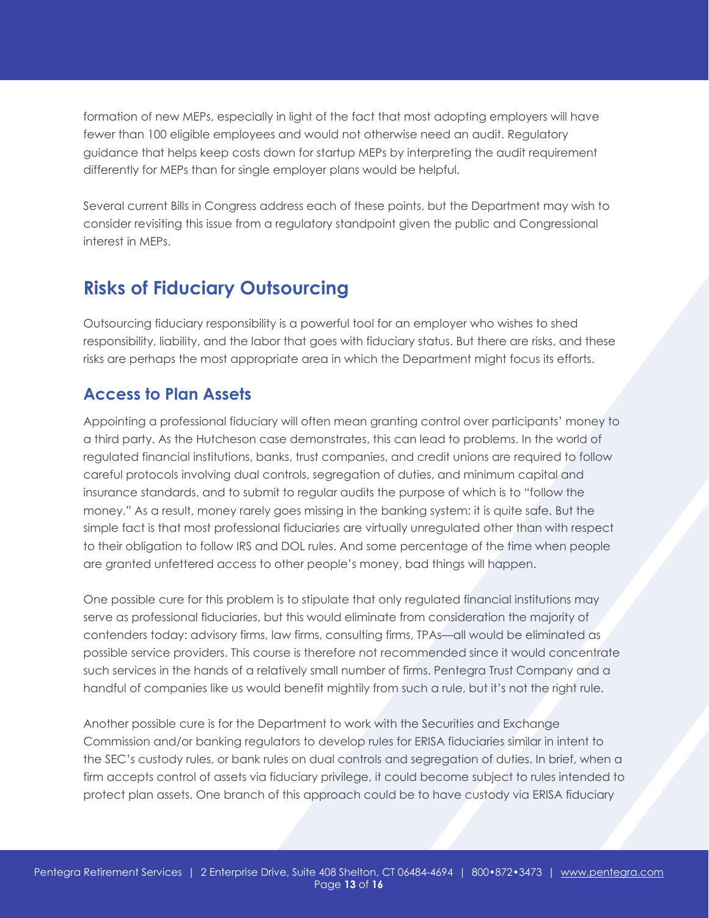formation of new MEPs, especially in light of the fact that most adopting employers will have fewer than 100 eligible employees and would not otherwise need an audit. Regulatory guidance that helps keep costs down for startup MEPs by interpreting the audit requirement differently for MEPs than for single employer plans would be helpful.

Several current Bills in Congress address each of these points, but the Department may wish to consider revisiting this issue from a regulatory standpoint given the public and Congressional interest in MEPs.

## Risks of Fiduciary Outsourcing

Outsourcing fiduciary responsibility is a powerful tool for an employer who wishes to shed responsibility, liability, and the labor that goes with fiduciary status. But there are risks, and these risks are perhaps the most appropriate area in which the Department might focus its efforts.

### Access to Plan Assets

Appointing a professional fiduciary will often mean granting control over participants' money to a third party. As the Hutcheson case demonstrates, this can lead to problems. In the world of regulated financial institutions, banks, trust companies, and credit unions are required to follow careful protocols involving dual controls, segregation of duties, and minimum capital and insurance standards, and to submit to regular audits the purpose of which is to "follow the money." As a result, money rarely goes missing in the banking system: it is quite safe. But the simple fact is that most professional fiduciaries are virtually unregulated other than with respect to their obligation to follow IRS and DOL rules. And some percentage of the time when people are granted unfettered access to other people's money, bad things will happen.

One possible cure for this problem is to stipulate that only regulated financial institutions may serve as professional fiduciaries, but this would eliminate from consideration the majority of contenders today: advisory firms, law firms, consulting firms, TPAs—all would be eliminated as possible service providers. This course is therefore not recommended since it would concentrate such services in the hands of a relatively small number of firms. Pentegra Trust Company and a handful of companies like us would benefit mightily from such a rule, but it's not the right rule.

Another possible cure is for the Department to work with the Securities and Exchange Commission and/or banking regulators to develop rules for ERISA fiduciaries similar in intent to the SEC's custody rules, or bank rules on dual controls and segregation of duties. In brief, when a firm accepts control of assets via fiduciary privilege, it could become subject to rules intended to protect plan assets. One branch of this approach could be to have custody via ERISA fiduciary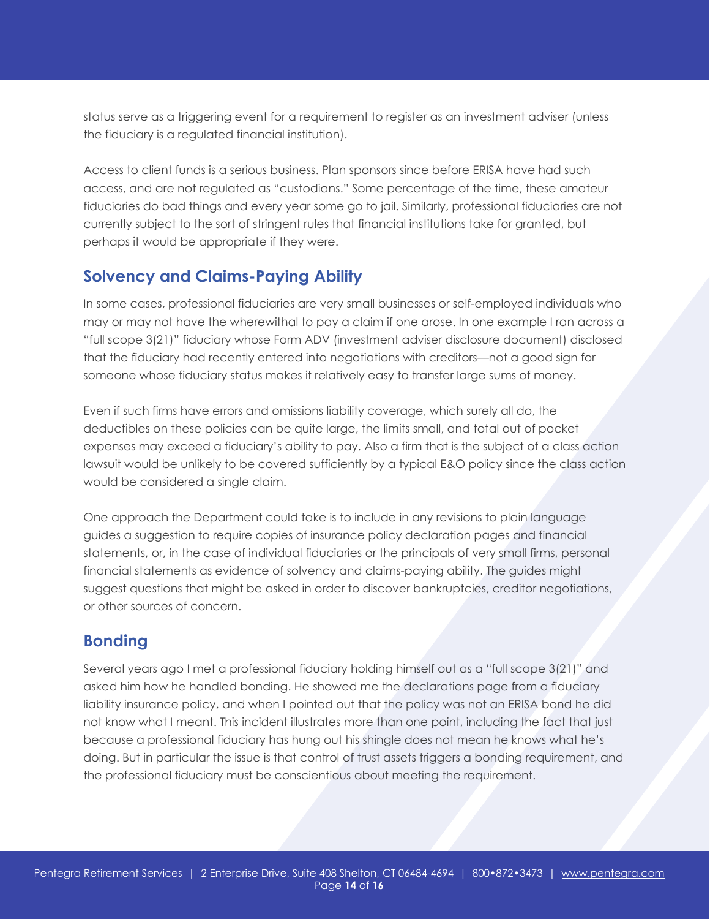status serve as a triggering event for a requirement to register as an investment adviser (unless the fiduciary is a regulated financial institution).

Access to client funds is a serious business. Plan sponsors since before ERISA have had such access, and are not regulated as "custodians." Some percentage of the time, these amateur fiduciaries do bad things and every year some go to jail. Similarly, professional fiduciaries are not currently subject to the sort of stringent rules that financial institutions take for granted, but perhaps it would be appropriate if they were.

## Solvency and Claims-Paying Ability

In some cases, professional fiduciaries are very small businesses or self-employed individuals who may or may not have the wherewithal to pay a claim if one arose. In one example I ran across a "full scope 3(21)" fiduciary whose Form ADV (investment adviser disclosure document) disclosed that the fiduciary had recently entered into negotiations with creditors—not a good sign for someone whose fiduciary status makes it relatively easy to transfer large sums of money.

Even if such firms have errors and omissions liability coverage, which surely all do, the deductibles on these policies can be quite large, the limits small, and total out of pocket expenses may exceed a fiduciary's ability to pay. Also a firm that is the subject of a class action lawsuit would be unlikely to be covered sufficiently by a typical E&O policy since the class action would be considered a single claim.

One approach the Department could take is to include in any revisions to plain language guides a suggestion to require copies of insurance policy declaration pages and financial statements, or, in the case of individual fiduciaries or the principals of very small firms, personal financial statements as evidence of solvency and claims-paying ability. The guides might suggest questions that might be asked in order to discover bankruptcies, creditor negotiations, or other sources of concern.

## Bonding

Several years ago I met a professional fiduciary holding himself out as a "full scope 3(21)" and asked him how he handled bonding. He showed me the declarations page from a fiduciary liability insurance policy, and when I pointed out that the policy was not an ERISA bond he did not know what I meant. This incident illustrates more than one point, including the fact that just because a professional fiduciary has hung out his shingle does not mean he knows what he's doing. But in particular the issue is that control of trust assets triggers a bonding requirement, and the professional fiduciary must be conscientious about meeting the requirement.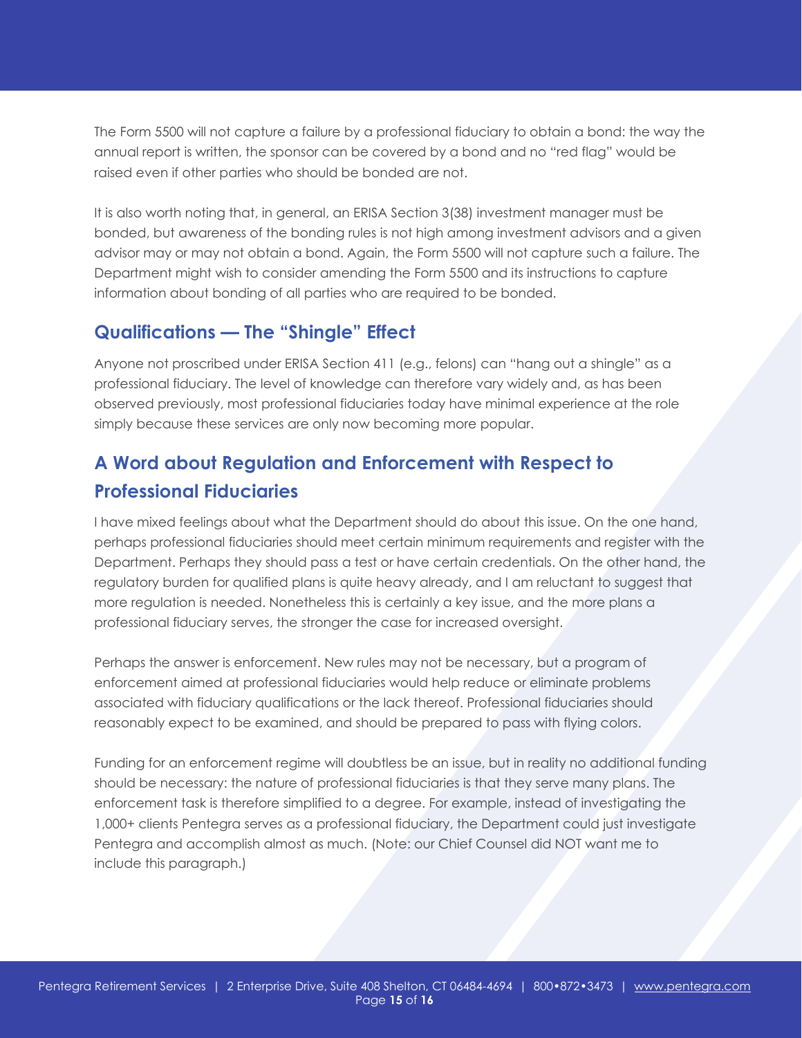The Form 5500 will not capture a failure by a professional fiduciary to obtain a bond: the way the annual report is written, the sponsor can be covered by a bond and no "red flag" would be raised even if other parties who should be bonded are not.

It is also worth noting that, in general, an ERISA Section 3(38) investment manager must be bonded, but awareness of the bonding rules is not high among investment advisors and a given advisor may or may not obtain a bond. Again, the Form 5500 will not capture such a failure. The Department might wish to consider amending the Form 5500 and its instructions to capture information about bonding of all parties who are required to be bonded.

## Qualifications — The "Shingle" Effect

Anyone not proscribed under ERISA Section 411 (e.g., felons) can "hang out a shingle" as a professional fiduciary. The level of knowledge can therefore vary widely and, as has been observed previously, most professional fiduciaries today have minimal experience at the role simply because these services are only now becoming more popular.

## A Word about Regulation and Enforcement with Respect to Professional Fiduciaries

I have mixed feelings about what the Department should do about this issue. On the one hand, perhaps professional fiduciaries should meet certain minimum requirements and register with the Department. Perhaps they should pass a test or have certain credentials. On the other hand, the regulatory burden for qualified plans is quite heavy already, and I am reluctant to suggest that more regulation is needed. Nonetheless this is certainly a key issue, and the more plans a professional fiduciary serves, the stronger the case for increased oversight.

Perhaps the answer is enforcement. New rules may not be necessary, but a program of enforcement aimed at professional fiduciaries would help reduce or eliminate problems associated with fiduciary qualifications or the lack thereof. Professional fiduciaries should reasonably expect to be examined, and should be prepared to pass with flying colors.

Funding for an enforcement regime will doubtless be an issue, but in reality no additional funding should be necessary: the nature of professional fiduciaries is that they serve many plans. The enforcement task is therefore simplified to a degree. For example, instead of investigating the 1,000+ clients Pentegra serves as a professional fiduciary, the Department could just investigate Pentegra and accomplish almost as much. (Note: our Chief Counsel did NOT want me to include this paragraph.)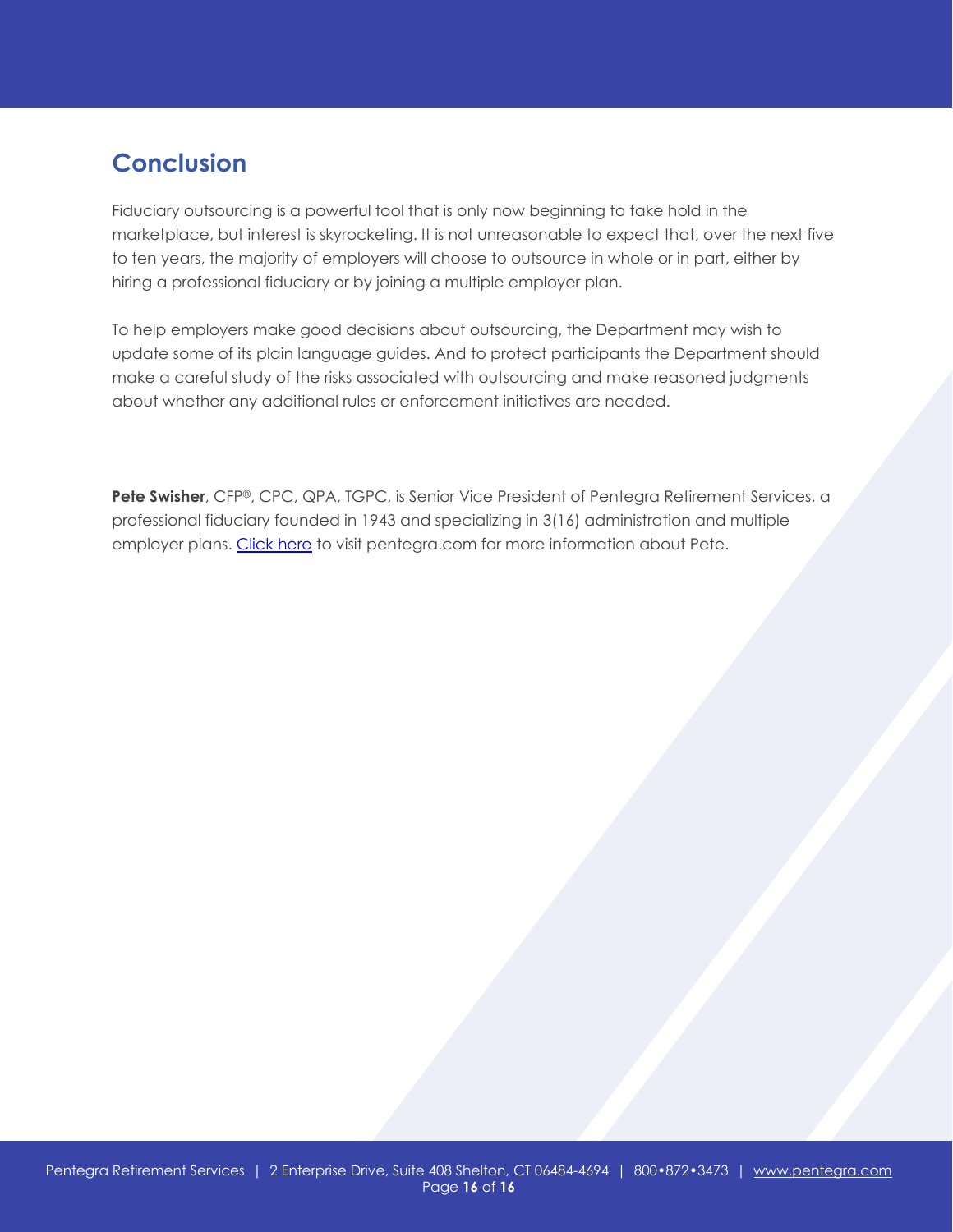## Conclusion

Fiduciary outsourcing is a powerful tool that is only now beginning to take hold in the marketplace, but interest is skyrocketing. It is not unreasonable to expect that, over the next five to ten years, the majority of employers will choose to outsource in whole or in part, either by hiring a professional fiduciary or by joining a multiple employer plan.

To help employers make good decisions about outsourcing, the Department may wish to update some of its plain language guides. And to protect participants the Department should make a careful study of the risks associated with outsourcing and make reasoned judgments about whether any additional rules or enforcement initiatives are needed.

**Pete Swisher**, CFP®, CPC, QPA, TGPC, is Senior Vice President of Pentegra Retirement Services, a professional fiduciary founded in 1943 and specializing in 3(16) administration and multiple employer plans. Click here to visit pentegra.com for more information about Pete.